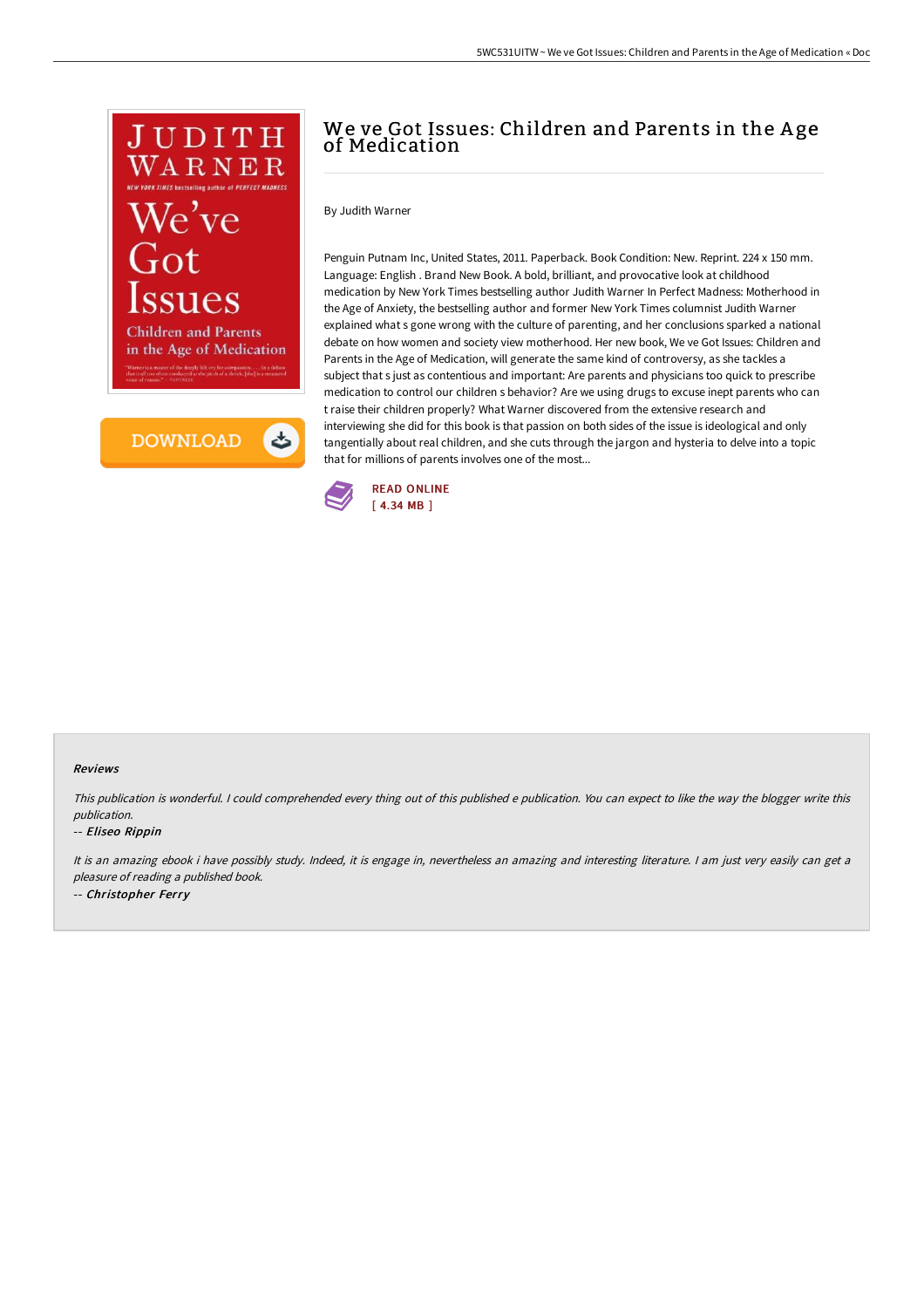# We ve Got Issues: Children and Parents in the Age of Medication

By Judith Warner

Penguin Putnam Inc, United States, 2011. Paperback. Book Condition: New. Reprint. 224 x 150 mm. Language: English . Brand New Book. A bold, brilliant, and provocative look at childhood medication by New York Times bestselling author Judith Warner In Perfect Madness: Motherhood in the Age of Anxiety, the bestselling author and former New York Times columnist Judith Warner explained what s gone wrong with the culture of parenting, and her conclusions sparked a national debate on how women and society view motherhood. Her new book, We ve Got Issues: Children and Parents in the Age of Medication, will generate the same kind of controversy, as she tackles a subject that s just as contentious and important: Are parents and physicians too quick to prescribe medication to control our children s behavior? Are we using drugs to excuse inept parents who can t raise their children properly? What Warner discovered from the extensive research and interviewing she did for this book is that passion on both sides of the issue is ideological and only tangentially about real children, and she cuts through the jargon and hysteria to delve into a topic that for millions of parents involves one of the most...

READ ONLINE
[ 4.34 MB ]

#### Reviews

*This publication is wonderful. I could comprehended every thing out of this published e publication. You can expect to like the way the blogger write this publication.*

*-- Eliseo Rippin*

*It is an amazing ebook i have possibly study. Indeed, it is engage in, nevertheless an amazing and interesting literature. I am just very easily can get a pleasure of reading a published book.*

*-- Christopher Ferry*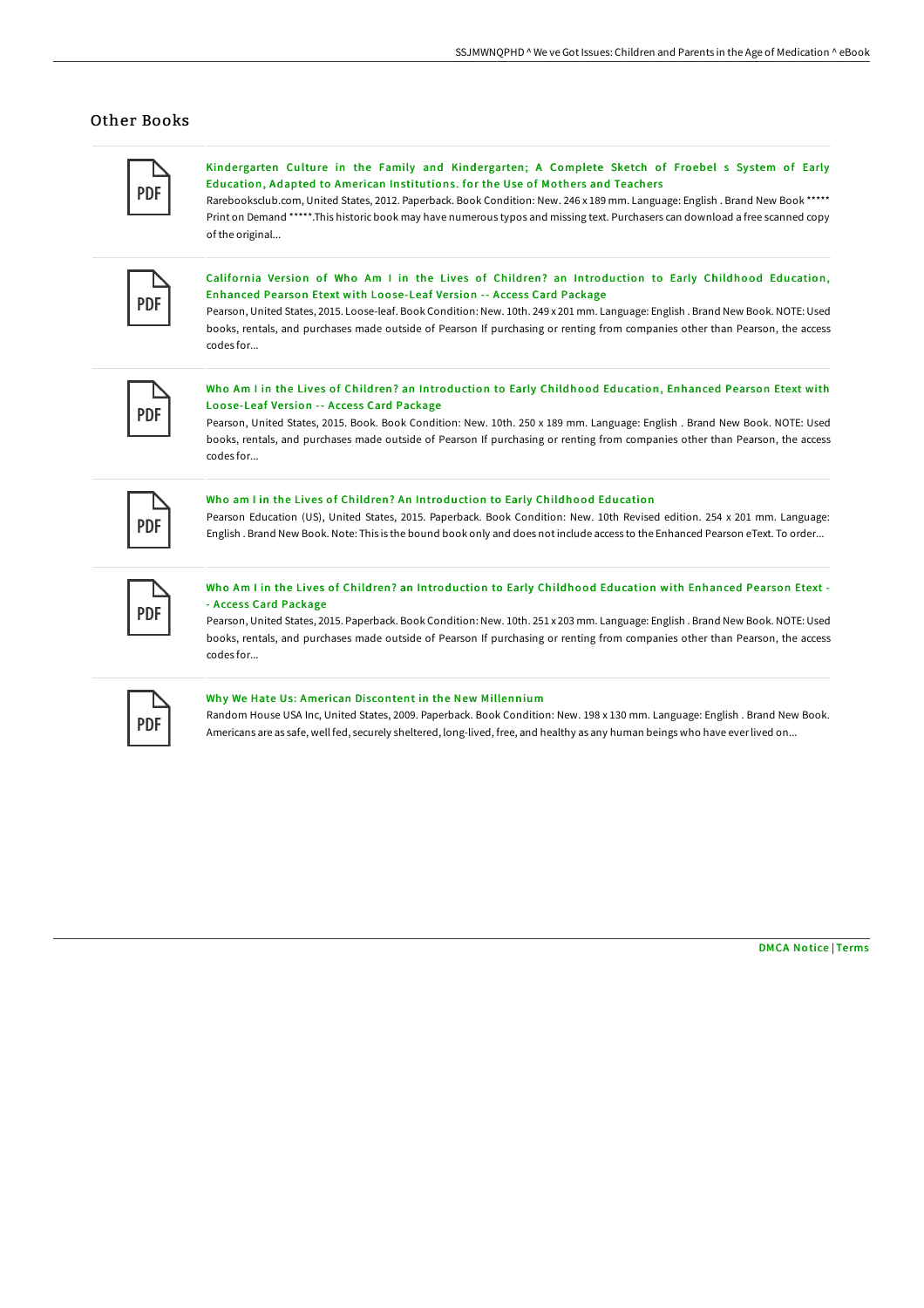## Other Books

**Kindergarten Culture in the Family and Kindergarten; A Complete Sketch of Froebel s System of Early Education, Adapted to American Institutions. for the Use of Mothers and Teachers**

Rarebooksclub.com, United States, 2012. Paperback. Book Condition: New. 246 x 189 mm. Language: English . Brand New Book ***** Print on Demand *****.This historic book may have numerous typos and missing text. Purchasers can download a free scanned copy of the original...

**California Version of Who Am I in the Lives of Children? an Introduction to Early Childhood Education, Enhanced Pearson Etext with Loose-Leaf Version -- Access Card Package**

Pearson, United States, 2015. Loose-leaf. Book Condition: New. 10th. 249 x 201 mm. Language: English . Brand New Book. NOTE: Used books, rentals, and purchases made outside of Pearson If purchasing or renting from companies other than Pearson, the access codes for...

**Who Am I in the Lives of Children? an Introduction to Early Childhood Education, Enhanced Pearson Etext with Loose-Leaf Version -- Access Card Package**

Pearson, United States, 2015. Book. Book Condition: New. 10th. 250 x 189 mm. Language: English . Brand New Book. NOTE: Used books, rentals, and purchases made outside of Pearson If purchasing or renting from companies other than Pearson, the access codes for...

**Who am I in the Lives of Children? An Introduction to Early Childhood Education**

Pearson Education (US), United States, 2015. Paperback. Book Condition: New. 10th Revised edition. 254 x 201 mm. Language: English . Brand New Book. Note: This is the bound book only and does not include access to the Enhanced Pearson eText. To order...

**Who Am I in the Lives of Children? an Introduction to Early Childhood Education with Enhanced Pearson Etext -- Access Card Package**

Pearson, United States, 2015. Paperback. Book Condition: New. 10th. 251 x 203 mm. Language: English . Brand New Book. NOTE: Used books, rentals, and purchases made outside of Pearson If purchasing or renting from companies other than Pearson, the access codes for...

**Why We Hate Us: American Discontent in the New Millennium**

Random House USA Inc, United States, 2009. Paperback. Book Condition: New. 198 x 130 mm. Language: English . Brand New Book. Americans are as safe, well fed, securely sheltered, long-lived, free, and healthy as any human beings who have ever lived on...

DMCA Notice | Terms